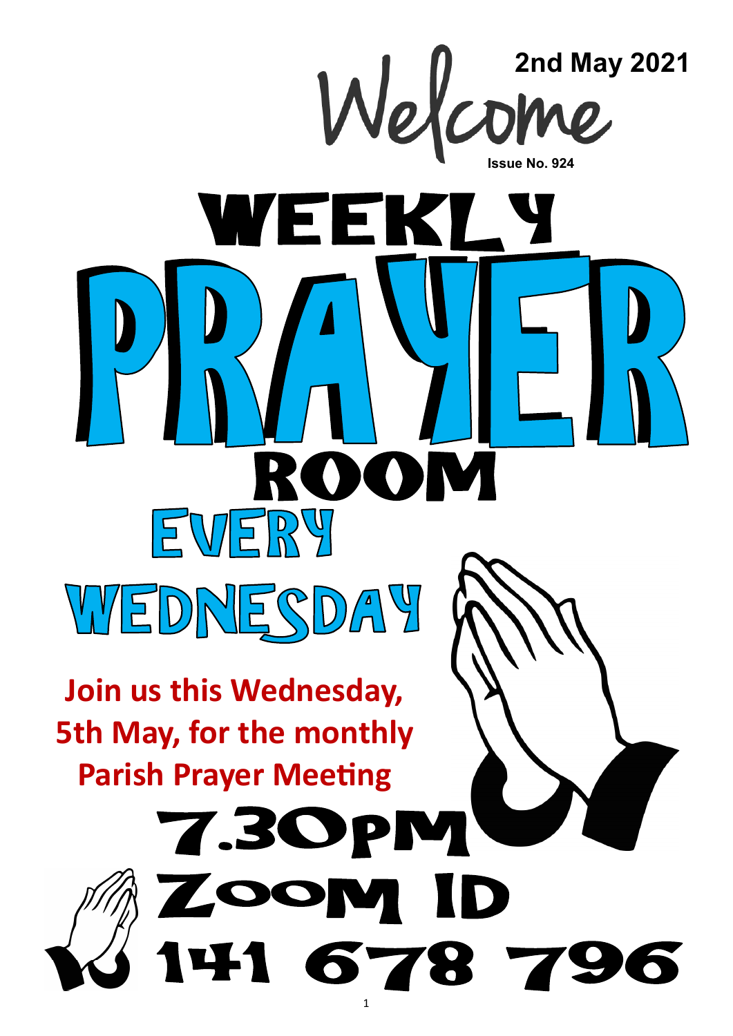# Welcome

**2nd May 2021**

**Issue No. 924**

# WEEKLY PRAYER ROOM

## EVERY WEDNESDAY

**Join us this Wednesday, 5th May, for the monthly Parish Prayer Meeting**

## 7.30PM

## ZOOM ID 141 678 796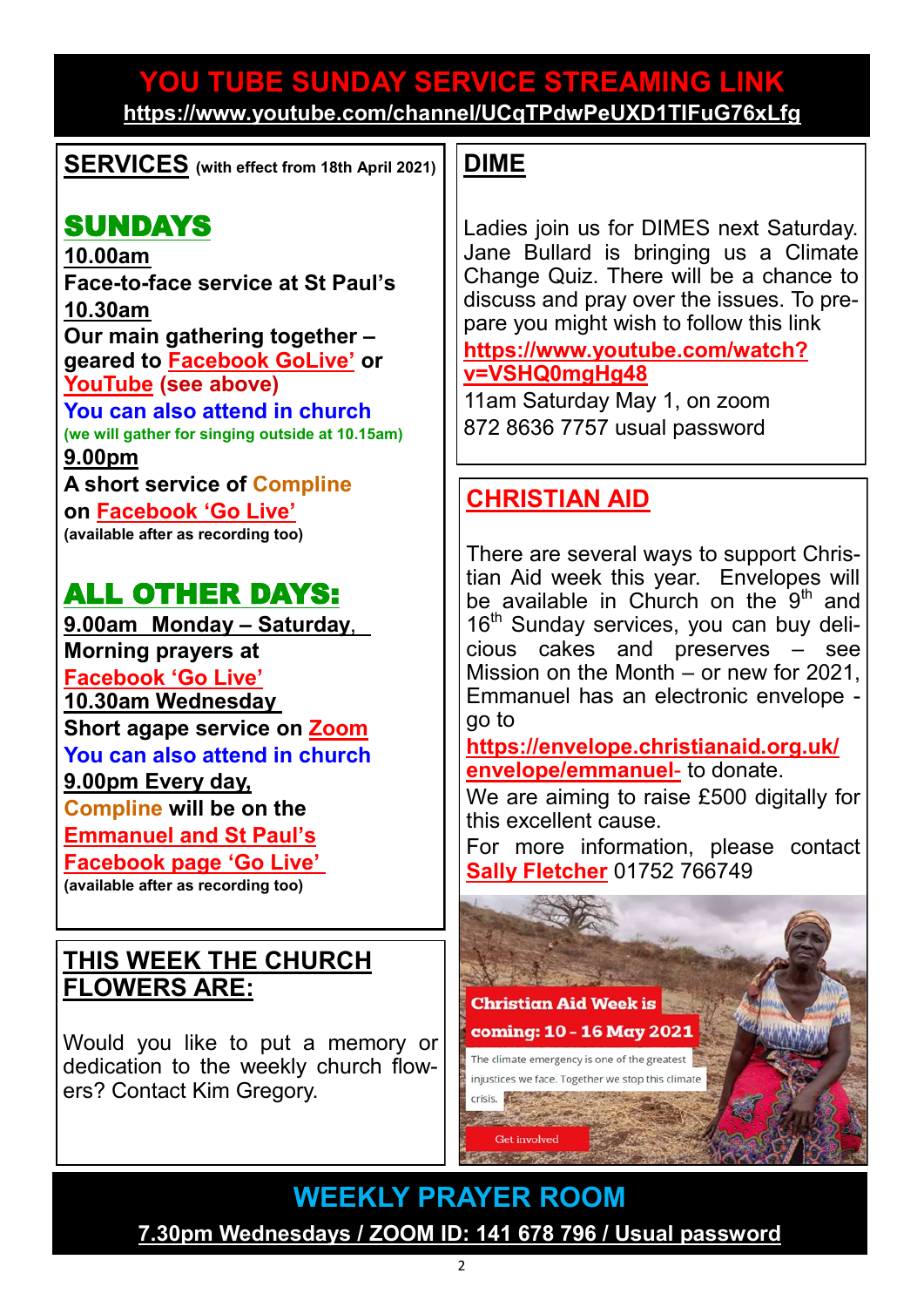# YOU TUBE SUNDAY SERVICE STREAMING LINK

**https://www.youtube.com/channel/UCqTPdwPeUXD1TIFuG76xLfg**

## SERVICES (with effect from 18th April 2021)

### SUNDAYS

**10.00am**

**Face-to-face service at St Paul's**

**10.30am**

**Our main gathering together – geared to Facebook GoLive' or YouTube (see above)**

**You can also attend in church**

**(we will gather for singing outside at 10.15am)**

**9.00pm**

**A short service of Compline on Facebook 'Go Live'**

**(available after as recording too)**

### ALL OTHER DAYS:

**9.00am Monday – Saturday,**

**Morning prayers at Facebook 'Go Live'**

**10.30am Wednesday**

**Short agape service on Zoom**

**You can also attend in church**

**9.00pm Every day,**

**Compline will be on the Emmanuel and St Paul's Facebook page 'Go Live'**

**(available after as recording too)**

## THIS WEEK THE CHURCH FLOWERS ARE:

Would you like to put a memory or dedication to the weekly church flowers? Contact Kim Gregory.

## DIME

Ladies join us for DIMES next Saturday. Jane Bullard is bringing us a Climate Change Quiz. There will be a chance to discuss and pray over the issues. To prepare you might wish to follow this link

**https://www.youtube.com/watch?v=VSHQ0mgHg48**

11am Saturday May 1, on zoom

872 8636 7757 usual password

## CHRISTIAN AID

There are several ways to support Christian Aid week this year. Envelopes will be available in Church on the 9th and 16th Sunday services, you can buy delicious cakes and preserves – see Mission on the Month – or new for 2021, Emmanuel has an electronic envelope - go to

**https://envelope.christianaid.org.uk/envelope/emmanuel-** to donate.

We are aiming to raise £500 digitally for this excellent cause.

For more information, please contact **Sally Fletcher** 01752 766749

Christian Aid Week is coming: 10 - 16 May 2021

The climate emergency is one of the greatest injustices we face. Together we stop this climate crisis.

Get involved

# WEEKLY PRAYER ROOM

**7.30pm Wednesdays / ZOOM ID: 141 678 796 / Usual password**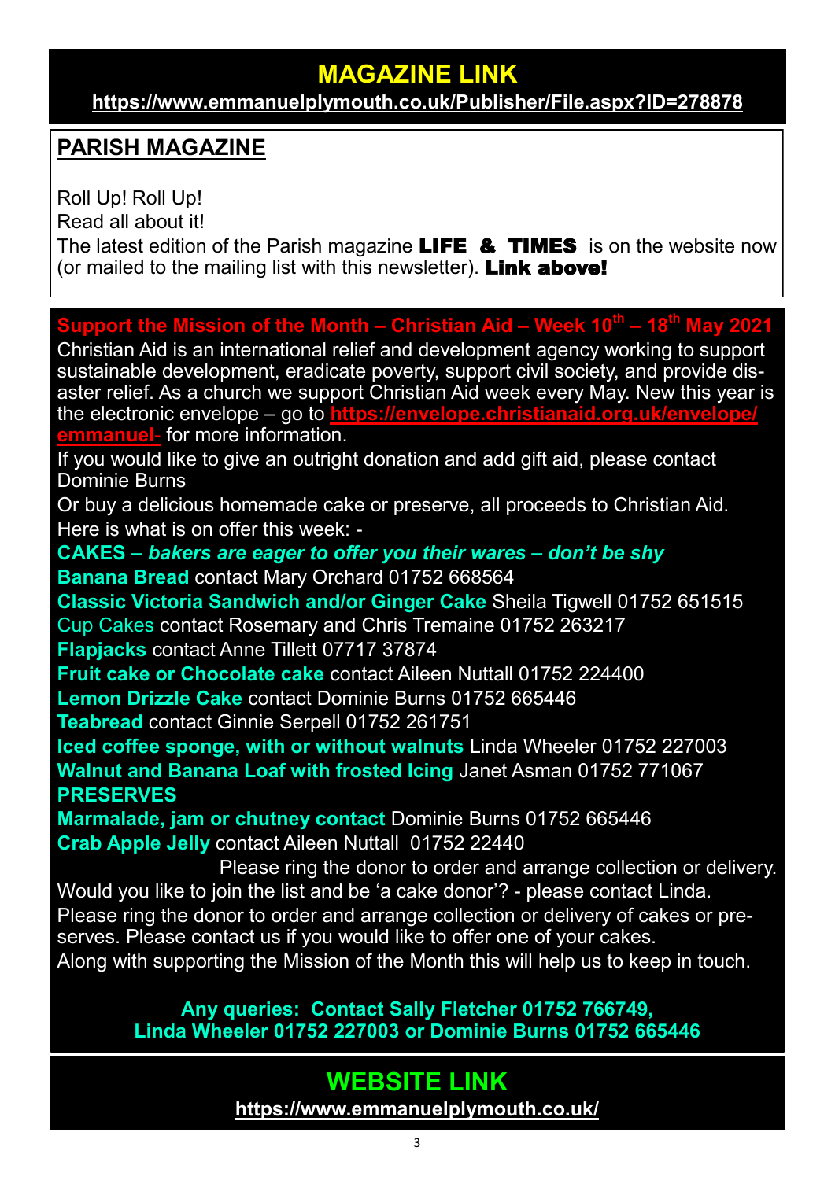## MAGAZINE LINK

**https://www.emmanuelplymouth.co.uk/Publisher/File.aspx?ID=278878**

## PARISH MAGAZINE

Roll Up! Roll Up!
Read all about it!
The latest edition of the Parish magazine **LIFE & TIMES** is on the website now (or mailed to the mailing list with this newsletter). **Link above!**

**Support the Mission of the Month – Christian Aid – Week 10th – 18th May 2021**

Christian Aid is an international relief and development agency working to support sustainable development, eradicate poverty, support civil society, and provide disaster relief. As a church we support Christian Aid week every May. New this year is the electronic envelope – go to **https://envelope.christianaid.org.uk/envelope/emmanuel-** for more information.

If you would like to give an outright donation and add gift aid, please contact Dominie Burns

Or buy a delicious homemade cake or preserve, all proceeds to Christian Aid. Here is what is on offer this week: -

**CAKES –** ***bakers are eager to offer you their wares – don't be shy***

**Banana Bread** contact Mary Orchard 01752 668564
**Classic Victoria Sandwich and/or Ginger Cake** Sheila Tigwell 01752 651515
Cup Cakes contact Rosemary and Chris Tremaine 01752 263217
**Flapjacks** contact Anne Tillett 07717 37874
**Fruit cake or Chocolate cake** contact Aileen Nuttall 01752 224400
**Lemon Drizzle Cake** contact Dominie Burns 01752 665446
**Teabread** contact Ginnie Serpell 01752 261751
**Iced coffee sponge, with or without walnuts** Linda Wheeler 01752 227003
**Walnut and Banana Loaf with frosted Icing** Janet Asman 01752 771067

**PRESERVES**

**Marmalade, jam or chutney contact** Dominie Burns 01752 665446
**Crab Apple Jelly** contact Aileen Nuttall 01752 22440

Please ring the donor to order and arrange collection or delivery.

Would you like to join the list and be 'a cake donor'? - please contact Linda.
Please ring the donor to order and arrange collection or delivery of cakes or preserves. Please contact us if you would like to offer one of your cakes.
Along with supporting the Mission of the Month this will help us to keep in touch.

**Any queries: Contact Sally Fletcher 01752 766749, Linda Wheeler 01752 227003 or Dominie Burns 01752 665446**

## WEBSITE LINK

**https://www.emmanuelplymouth.co.uk/**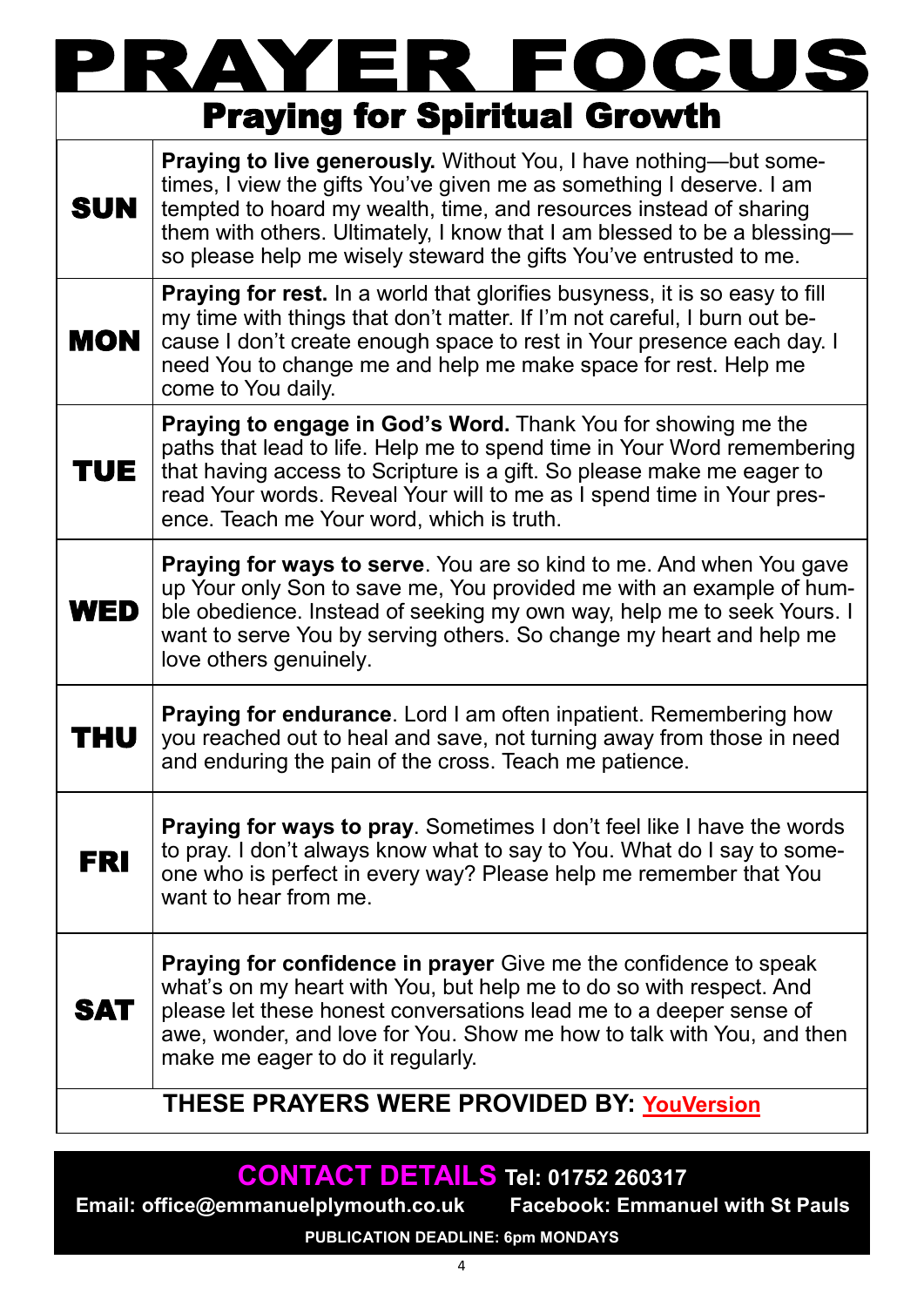# PRAYER FOCUS

## Praying for Spiritual Growth

| | |
|---|---|
| **SUN** | **Praying to live generously.** Without You, I have nothing—but sometimes, I view the gifts You've given me as something I deserve. I am tempted to hoard my wealth, time, and resources instead of sharing them with others. Ultimately, I know that I am blessed to be a blessing—so please help me wisely steward the gifts You've entrusted to me. |
| **MON** | **Praying for rest.** In a world that glorifies busyness, it is so easy to fill my time with things that don't matter. If I'm not careful, I burn out because I don't create enough space to rest in Your presence each day. I need You to change me and help me make space for rest. Help me come to You daily. |
| **TUE** | **Praying to engage in God's Word.** Thank You for showing me the paths that lead to life. Help me to spend time in Your Word remembering that having access to Scripture is a gift. So please make me eager to read Your words. Reveal Your will to me as I spend time in Your presence. Teach me Your word, which is truth. |
| **WED** | **Praying for ways to serve**. You are so kind to me. And when You gave up Your only Son to save me, You provided me with an example of humble obedience. Instead of seeking my own way, help me to seek Yours. I want to serve You by serving others. So change my heart and help me love others genuinely. |
| **THU** | **Praying for endurance**. Lord I am often inpatient. Remembering how you reached out to heal and save, not turning away from those in need and enduring the pain of the cross. Teach me patience. |
| **FRI** | **Praying for ways to pray**. Sometimes I don't feel like I have the words to pray. I don't always know what to say to You. What do I say to someone who is perfect in every way? Please help me remember that You want to hear from me. |
| **SAT** | **Praying for confidence in prayer** Give me the confidence to speak what's on my heart with You, but help me to do so with respect. And please let these honest conversations lead me to a deeper sense of awe, wonder, and love for You. Show me how to talk with You, and then make me eager to do it regularly. |

**THESE PRAYERS WERE PROVIDED BY: YouVersion**

**CONTACT DETAILS Tel: 01752 260317**

**Email: office@emmanuelplymouth.co.uk Facebook: Emmanuel with St Pauls**

**PUBLICATION DEADLINE: 6pm MONDAYS**